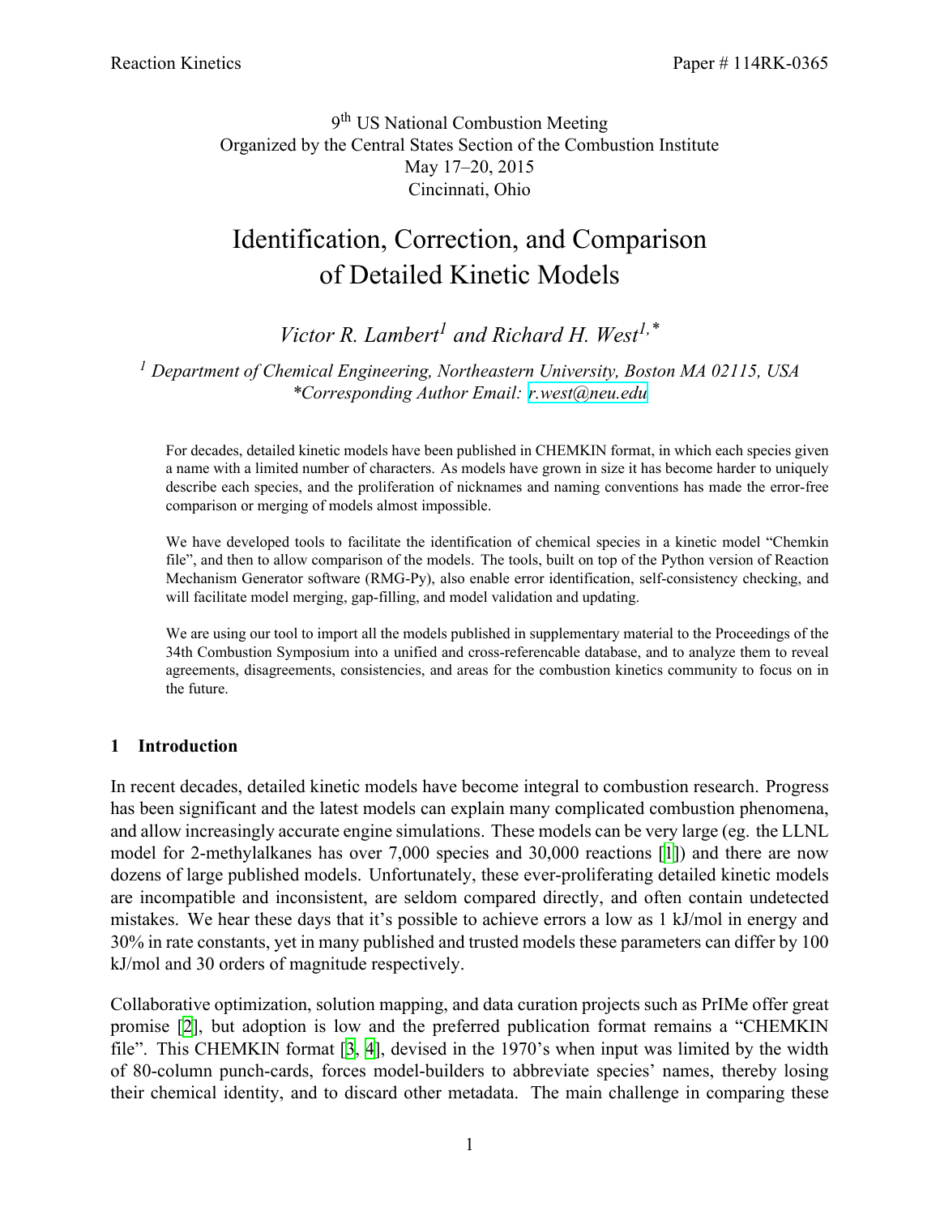9th US National Combustion Meeting
Organized by the Central States Section of the Combustion Institute
May 17–20, 2015
Cincinnati, Ohio

# Identification, Correction, and Comparison of Detailed Kinetic Models

*Victor R. Lambert[1] and Richard H. West[1,*]*

*[1] Department of Chemical Engineering, Northeastern University, Boston MA 02115, USA*
**Corresponding Author Email: r.west@neu.edu*

For decades, detailed kinetic models have been published in CHEMKIN format, in which each species given a name with a limited number of characters. As models have grown in size it has become harder to uniquely describe each species, and the proliferation of nicknames and naming conventions has made the error-free comparison or merging of models almost impossible.

We have developed tools to facilitate the identification of chemical species in a kinetic model "Chemkin file", and then to allow comparison of the models. The tools, built on top of the Python version of Reaction Mechanism Generator software (RMG-Py), also enable error identification, self-consistency checking, and will facilitate model merging, gap-filling, and model validation and updating.

We are using our tool to import all the models published in supplementary material to the Proceedings of the 34th Combustion Symposium into a unified and cross-referencable database, and to analyze them to reveal agreements, disagreements, consistencies, and areas for the combustion kinetics community to focus on in the future.

## 1 Introduction

In recent decades, detailed kinetic models have become integral to combustion research. Progress has been significant and the latest models can explain many complicated combustion phenomena, and allow increasingly accurate engine simulations. These models can be very large (eg. the LLNL model for 2-methylalkanes has over 7,000 species and 30,000 reactions [1]) and there are now dozens of large published models. Unfortunately, these ever-proliferating detailed kinetic models are incompatible and inconsistent, are seldom compared directly, and often contain undetected mistakes. We hear these days that it's possible to achieve errors a low as 1 kJ/mol in energy and 30% in rate constants, yet in many published and trusted models these parameters can differ by 100 kJ/mol and 30 orders of magnitude respectively.

Collaborative optimization, solution mapping, and data curation projects such as PrIMe offer great promise [2], but adoption is low and the preferred publication format remains a "CHEMKIN file". This CHEMKIN format [3, 4], devised in the 1970's when input was limited by the width of 80-column punch-cards, forces model-builders to abbreviate species' names, thereby losing their chemical identity, and to discard other metadata. The main challenge in comparing these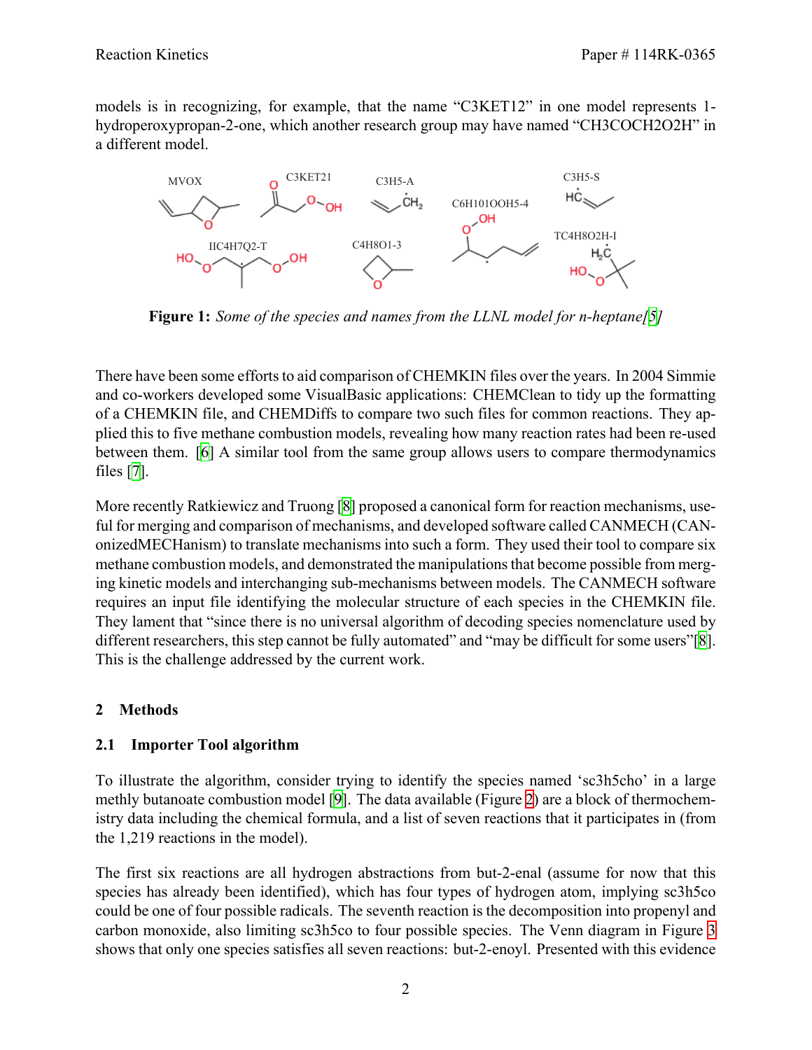models is in recognizing, for example, that the name "C3KET12" in one model represents 1-hydroperoxypropan-2-one, which another research group may have named "CH3COCH2O2H" in a different model.

**Figure 1:** *Some of the species and names from the LLNL model for n-heptane[5]*

There have been some efforts to aid comparison of CHEMKIN files over the years. In 2004 Simmie and co-workers developed some VisualBasic applications: CHEMClean to tidy up the formatting of a CHEMKIN file, and CHEMDiffs to compare two such files for common reactions. They applied this to five methane combustion models, revealing how many reaction rates had been re-used between them. [6] A similar tool from the same group allows users to compare thermodynamics files [7].

More recently Ratkiewicz and Truong [8] proposed a canonical form for reaction mechanisms, useful for merging and comparison of mechanisms, and developed software called CANMECH (CANonizedMECHanism) to translate mechanisms into such a form. They used their tool to compare six methane combustion models, and demonstrated the manipulations that become possible from merging kinetic models and interchanging sub-mechanisms between models. The CANMECH software requires an input file identifying the molecular structure of each species in the CHEMKIN file. They lament that "since there is no universal algorithm of decoding species nomenclature used by different researchers, this step cannot be fully automated" and "may be difficult for some users"[8]. This is the challenge addressed by the current work.

## 2 Methods

### 2.1 Importer Tool algorithm

To illustrate the algorithm, consider trying to identify the species named 'sc3h5cho' in a large methly butanoate combustion model [9]. The data available (Figure 2) are a block of thermochemistry data including the chemical formula, and a list of seven reactions that it participates in (from the 1,219 reactions in the model).

The first six reactions are all hydrogen abstractions from but-2-enal (assume for now that this species has already been identified), which has four types of hydrogen atom, implying sc3h5co could be one of four possible radicals. The seventh reaction is the decomposition into propenyl and carbon monoxide, also limiting sc3h5co to four possible species. The Venn diagram in Figure 3 shows that only one species satisfies all seven reactions: but-2-enoyl. Presented with this evidence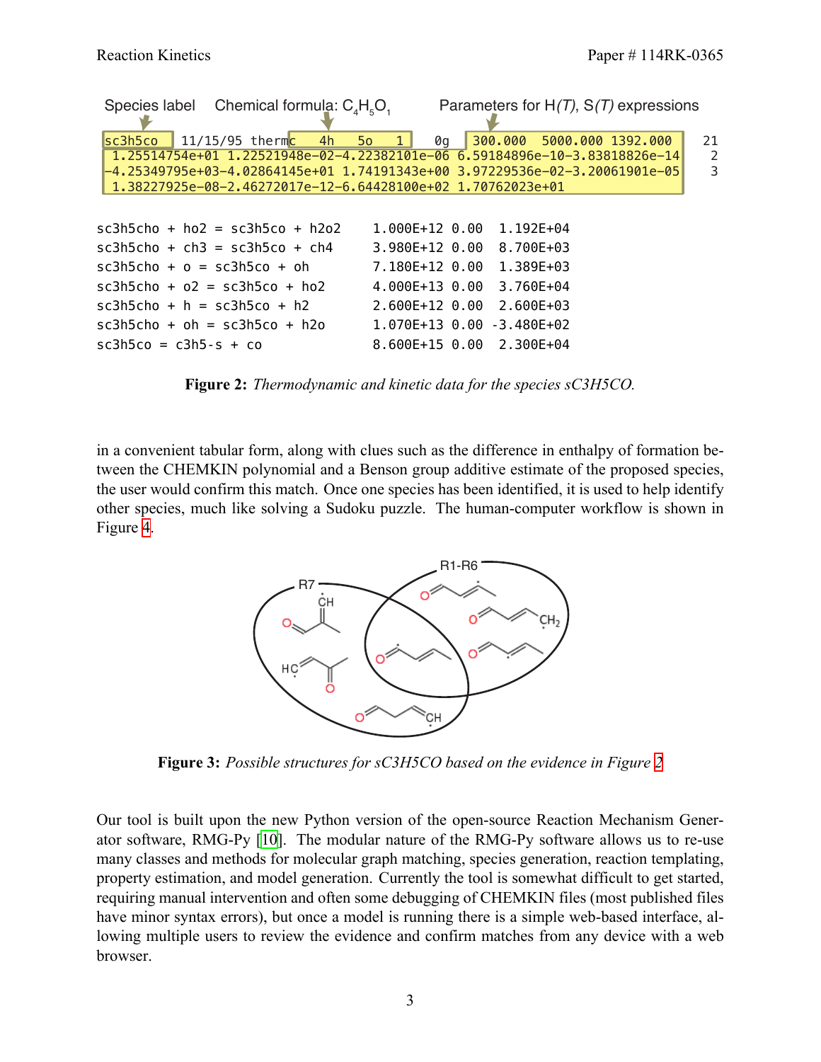```
Species label   Chemical formula: C4H5O1        Parameters for H(T), S(T) expressions

sc3h5co   11/15/95 thermc   4h   5o   1    0g   300.000  5000.000 1392.000     21
 1.25514754e+01 1.22521948e-02-4.22382101e-06 6.59184896e-10-3.83818826e-14    2
-4.25349795e+03-4.02864145e+01 1.74191343e+00 3.97229536e-02-3.20061901e-05    3
 1.38227925e-08-2.46272017e-12-6.64428100e+02 1.70762023e+01

sc3h5cho + ho2 = sc3h5co + h2o2     1.000E+12 0.00  1.192E+04
sc3h5cho + ch3 = sc3h5co + ch4      3.980E+12 0.00  8.700E+03
sc3h5cho + o = sc3h5co + oh         7.180E+12 0.00  1.389E+03
sc3h5cho + o2 = sc3h5co + ho2       4.000E+13 0.00  3.760E+04
sc3h5cho + h = sc3h5co + h2         2.600E+12 0.00  2.600E+03
sc3h5cho + oh = sc3h5co + h2o       1.070E+13 0.00 -3.480E+02
sc3h5co = c3h5-s + co               8.600E+15 0.00  2.300E+04
```

**Figure 2:** *Thermodynamic and kinetic data for the species sC3H5CO.*

in a convenient tabular form, along with clues such as the difference in enthalpy of formation between the CHEMKIN polynomial and a Benson group additive estimate of the proposed species, the user would confirm this match. Once one species has been identified, it is used to help identify other species, much like solving a Sudoku puzzle. The human-computer workflow is shown in Figure 4.

**Figure 3:** *Possible structures for sC3H5CO based on the evidence in Figure 2*

Our tool is built upon the new Python version of the open-source Reaction Mechanism Generator software, RMG-Py [10]. The modular nature of the RMG-Py software allows us to re-use many classes and methods for molecular graph matching, species generation, reaction templating, property estimation, and model generation. Currently the tool is somewhat difficult to get started, requiring manual intervention and often some debugging of CHEMKIN files (most published files have minor syntax errors), but once a model is running there is a simple web-based interface, allowing multiple users to review the evidence and confirm matches from any device with a web browser.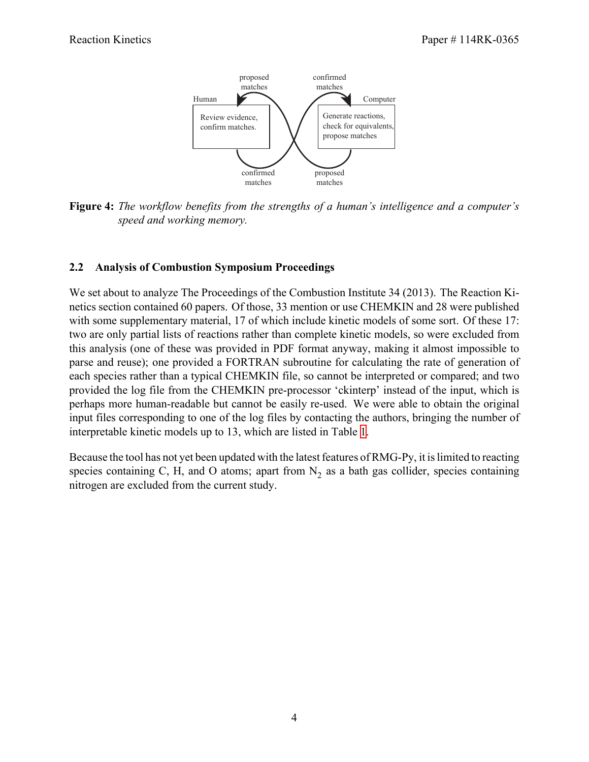**Figure 4:** *The workflow benefits from the strengths of a human's intelligence and a computer's speed and working memory.*

### 2.2 Analysis of Combustion Symposium Proceedings

We set about to analyze The Proceedings of the Combustion Institute 34 (2013). The Reaction Kinetics section contained 60 papers. Of those, 33 mention or use CHEMKIN and 28 were published with some supplementary material, 17 of which include kinetic models of some sort. Of these 17: two are only partial lists of reactions rather than complete kinetic models, so were excluded from this analysis (one of these was provided in PDF format anyway, making it almost impossible to parse and reuse); one provided a FORTRAN subroutine for calculating the rate of generation of each species rather than a typical CHEMKIN file, so cannot be interpreted or compared; and two provided the log file from the CHEMKIN pre-processor 'ckinterp' instead of the input, which is perhaps more human-readable but cannot be easily re-used. We were able to obtain the original input files corresponding to one of the log files by contacting the authors, bringing the number of interpretable kinetic models up to 13, which are listed in Table 1.

Because the tool has not yet been updated with the latest features of RMG-Py, it is limited to reacting species containing C, H, and O atoms; apart from $N_2$ as a bath gas collider, species containing nitrogen are excluded from the current study.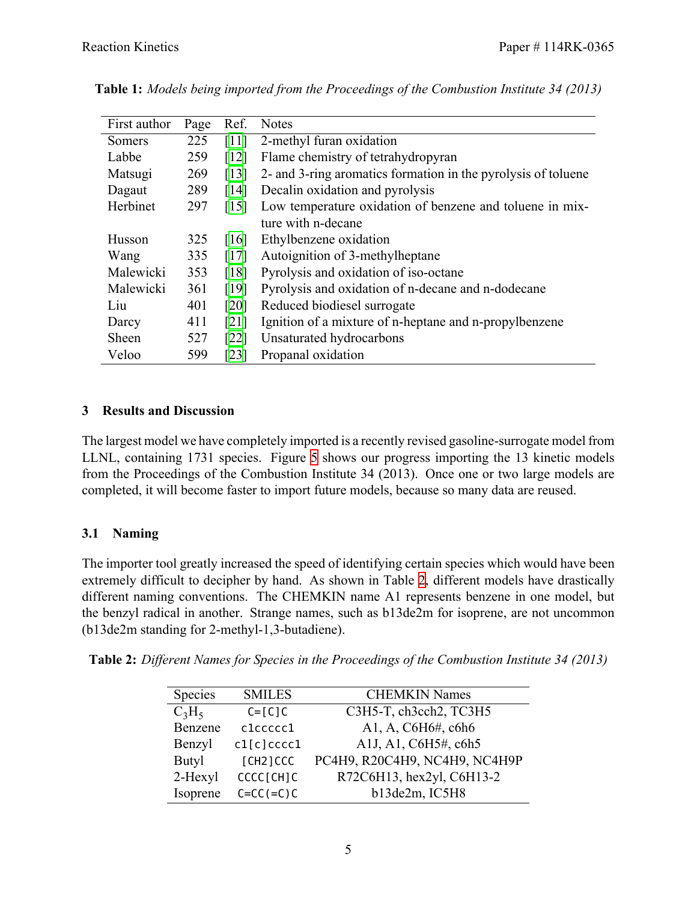**Table 1:** *Models being imported from the Proceedings of the Combustion Institute 34 (2013)*

| First author | Page | Ref. | Notes |
|---|---|---|---|
| Somers | 225 | [11] | 2-methyl furan oxidation |
| Labbe | 259 | [12] | Flame chemistry of tetrahydropyran |
| Matsugi | 269 | [13] | 2- and 3-ring aromatics formation in the pyrolysis of toluene |
| Dagaut | 289 | [14] | Decalin oxidation and pyrolysis |
| Herbinet | 297 | [15] | Low temperature oxidation of benzene and toluene in mixture with n-decane |
| Husson | 325 | [16] | Ethylbenzene oxidation |
| Wang | 335 | [17] | Autoignition of 3-methylheptane |
| Malewicki | 353 | [18] | Pyrolysis and oxidation of iso-octane |
| Malewicki | 361 | [19] | Pyrolysis and oxidation of n-decane and n-dodecane |
| Liu | 401 | [20] | Reduced biodiesel surrogate |
| Darcy | 411 | [21] | Ignition of a mixture of n-heptane and n-propylbenzene |
| Sheen | 527 | [22] | Unsaturated hydrocarbons |
| Veloo | 599 | [23] | Propanal oxidation |

## 3 Results and Discussion

The largest model we have completely imported is a recently revised gasoline-surrogate model from LLNL, containing 1731 species. Figure 5 shows our progress importing the 13 kinetic models from the Proceedings of the Combustion Institute 34 (2013). Once one or two large models are completed, it will become faster to import future models, because so many data are reused.

### 3.1 Naming

The importer tool greatly increased the speed of identifying certain species which would have been extremely difficult to decipher by hand. As shown in Table 2, different models have drastically different naming conventions. The CHEMKIN name A1 represents benzene in one model, but the benzyl radical in another. Strange names, such as b13de2m for isoprene, are not uncommon (b13de2m standing for 2-methyl-1,3-butadiene).

**Table 2:** *Different Names for Species in the Proceedings of the Combustion Institute 34 (2013)*

| Species | SMILES | CHEMKIN Names |
|---|---|---|
| $C_3H_5$ | `C=[C]C` | C3H5-T, ch3cch2, TC3H5 |
| Benzene | `c1ccccc1` | A1, A, C6H6#, c6h6 |
| Benzyl | `c1[c]cccc1` | A1J, A1, C6H5#, c6h5 |
| Butyl | `[CH2]CCC` | PC4H9, R20C4H9, NC4H9, NC4H9P |
| 2-Hexyl | `CCCC[CH]C` | R72C6H13, hex2yl, C6H13-2 |
| Isoprene | `C=CC(=C)C` | b13de2m, IC5H8 |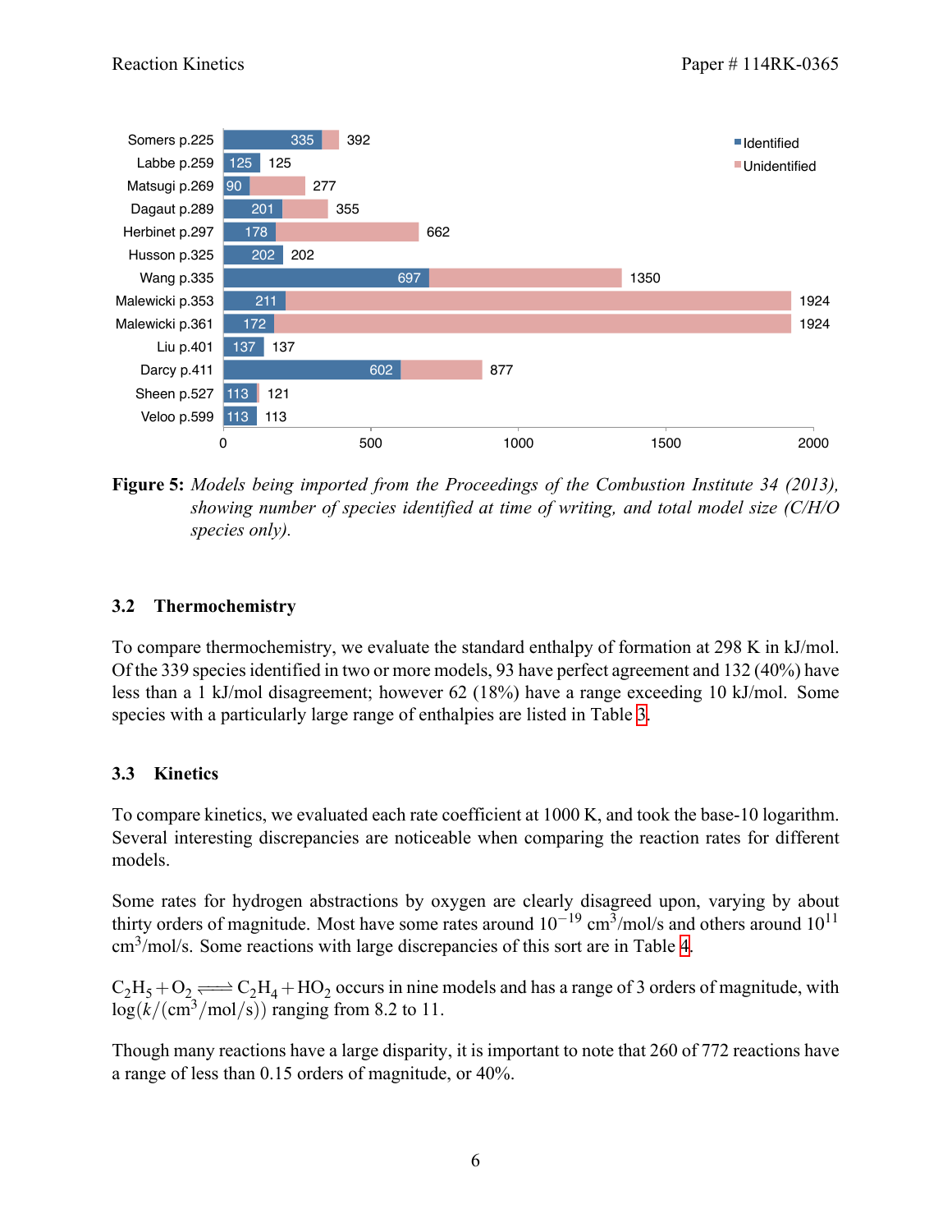**Figure 5:** *Models being imported from the Proceedings of the Combustion Institute 34 (2013), showing number of species identified at time of writing, and total model size (C/H/O species only).*

### 3.2 Thermochemistry

To compare thermochemistry, we evaluate the standard enthalpy of formation at 298 K in kJ/mol. Of the 339 species identified in two or more models, 93 have perfect agreement and 132 (40%) have less than a 1 kJ/mol disagreement; however 62 (18%) have a range exceeding 10 kJ/mol. Some species with a particularly large range of enthalpies are listed in Table 3.

### 3.3 Kinetics

To compare kinetics, we evaluated each rate coefficient at 1000 K, and took the base-10 logarithm. Several interesting discrepancies are noticeable when comparing the reaction rates for different models.

Some rates for hydrogen abstractions by oxygen are clearly disagreed upon, varying by about thirty orders of magnitude. Most have some rates around $10^{-19}$ $cm^3$/mol/s and others around $10^{11}$ $cm^3$/mol/s. Some reactions with large discrepancies of this sort are in Table 4.

$C_2H_5 + O_2 \rightleftharpoons C_2H_4 + HO_2$ occurs in nine models and has a range of 3 orders of magnitude, with $\log(k/(cm^3/mol/s))$ ranging from 8.2 to 11.

Though many reactions have a large disparity, it is important to note that 260 of 772 reactions have a range of less than 0.15 orders of magnitude, or 40%.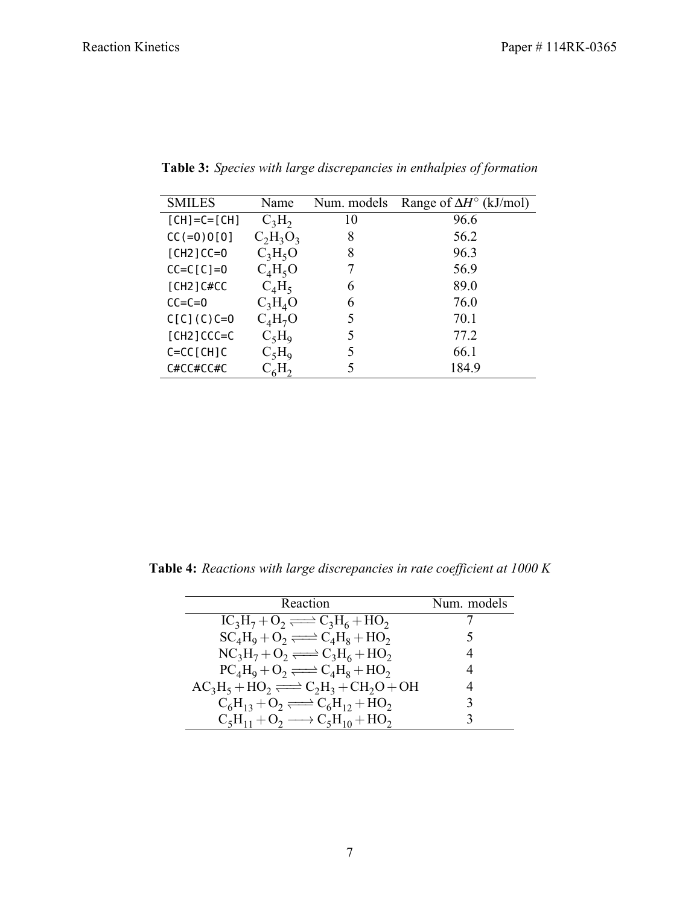**Table 3:** *Species with large discrepancies in enthalpies of formation*

| SMILES | Name | Num. models | Range of $\Delta H^\circ$ (kJ/mol) |
|---|---|---|---|
| `[CH]=C=[CH]` | $C_3H_2$ | 10 | 96.6 |
| `CC(=O)O[O]` | $C_2H_3O_3$ | 8 | 56.2 |
| `[CH2]CC=O` | $C_3H_5O$ | 8 | 96.3 |
| `CC=C[C]=O` | $C_4H_5O$ | 7 | 56.9 |
| `[CH2]C#CC` | $C_4H_5$ | 6 | 89.0 |
| `CC=C=O` | $C_3H_4O$ | 6 | 76.0 |
| `C[C](C)C=O` | $C_4H_7O$ | 5 | 70.1 |
| `[CH2]CCC=C` | $C_5H_9$ | 5 | 77.2 |
| `C=CC[CH]C` | $C_5H_9$ | 5 | 66.1 |
| `C#CC#CC#C` | $C_6H_2$ | 5 | 184.9 |

**Table 4:** *Reactions with large discrepancies in rate coefficient at 1000 K*

| Reaction | Num. models |
|---|---|
| $IC_3H_7 + O_2 \rightleftharpoons C_3H_6 + HO_2$ | 7 |
| $SC_4H_9 + O_2 \rightleftharpoons C_4H_8 + HO_2$ | 5 |
| $NC_3H_7 + O_2 \rightleftharpoons C_3H_6 + HO_2$ | 4 |
| $PC_4H_9 + O_2 \rightleftharpoons C_4H_8 + HO_2$ | 4 |
| $AC_3H_5 + HO_2 \rightleftharpoons C_2H_3 + CH_2O + OH$ | 4 |
| $C_6H_{13} + O_2 \rightleftharpoons C_6H_{12} + HO_2$ | 3 |
| $C_5H_{11} + O_2 \longrightarrow C_5H_{10} + HO_2$ | 3 |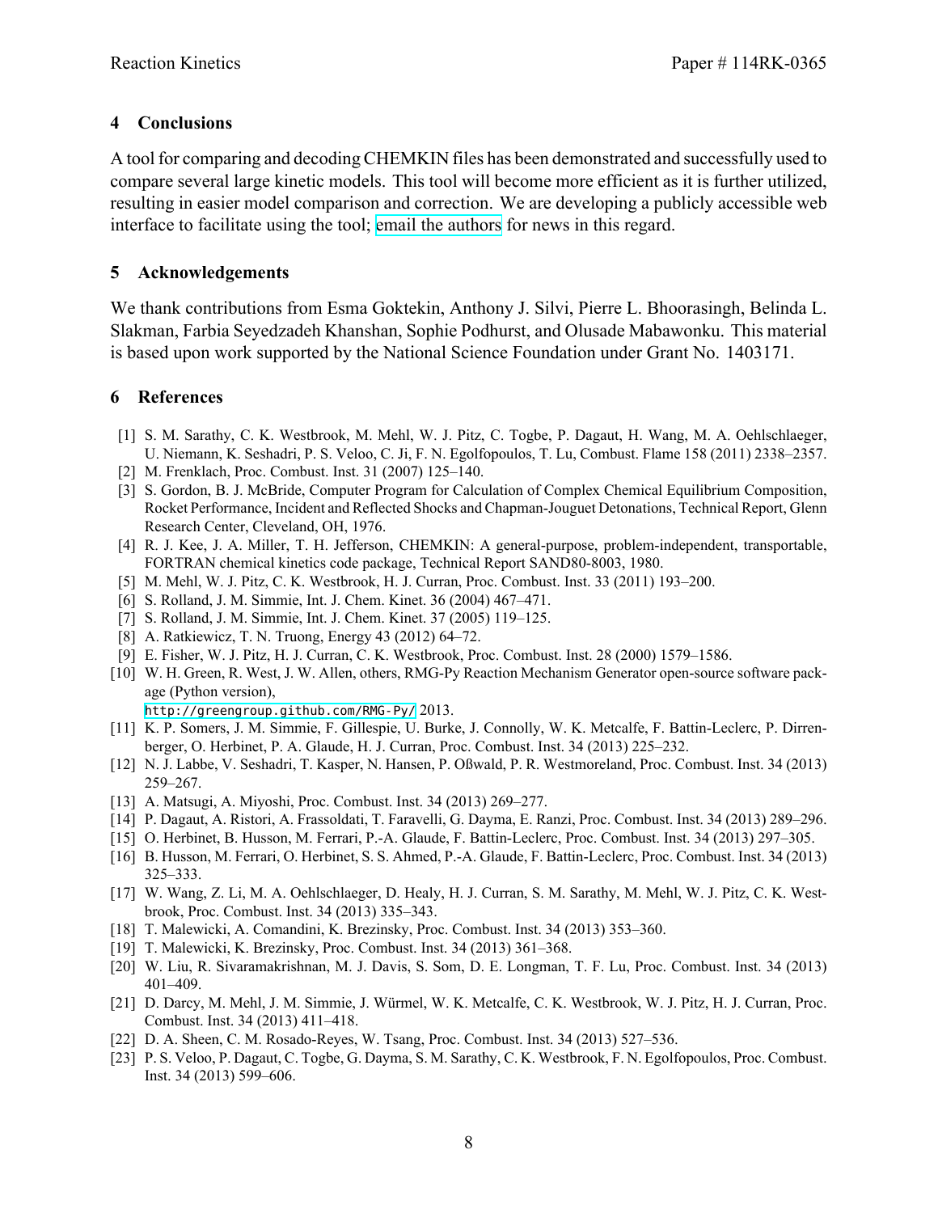## 4 Conclusions

A tool for comparing and decoding CHEMKIN files has been demonstrated and successfully used to compare several large kinetic models. This tool will become more efficient as it is further utilized, resulting in easier model comparison and correction. We are developing a publicly accessible web interface to facilitate using the tool; email the authors for news in this regard.

## 5 Acknowledgements

We thank contributions from Esma Goktekin, Anthony J. Silvi, Pierre L. Bhoorasingh, Belinda L. Slakman, Farbia Seyedzadeh Khanshan, Sophie Podhurst, and Olusade Mabawonku. This material is based upon work supported by the National Science Foundation under Grant No. 1403171.

## 6 References

[1] S. M. Sarathy, C. K. Westbrook, M. Mehl, W. J. Pitz, C. Togbe, P. Dagaut, H. Wang, M. A. Oehlschlaeger, U. Niemann, K. Seshadri, P. S. Veloo, C. Ji, F. N. Egolfopoulos, T. Lu, Combust. Flame 158 (2011) 2338–2357.

[2] M. Frenklach, Proc. Combust. Inst. 31 (2007) 125–140.

[3] S. Gordon, B. J. McBride, Computer Program for Calculation of Complex Chemical Equilibrium Composition, Rocket Performance, Incident and Reflected Shocks and Chapman-Jouguet Detonations, Technical Report, Glenn Research Center, Cleveland, OH, 1976.

[4] R. J. Kee, J. A. Miller, T. H. Jefferson, CHEMKIN: A general-purpose, problem-independent, transportable, FORTRAN chemical kinetics code package, Technical Report SAND80-8003, 1980.

[5] M. Mehl, W. J. Pitz, C. K. Westbrook, H. J. Curran, Proc. Combust. Inst. 33 (2011) 193–200.

[6] S. Rolland, J. M. Simmie, Int. J. Chem. Kinet. 36 (2004) 467–471.

[7] S. Rolland, J. M. Simmie, Int. J. Chem. Kinet. 37 (2005) 119–125.

[8] A. Ratkiewicz, T. N. Truong, Energy 43 (2012) 64–72.

[9] E. Fisher, W. J. Pitz, H. J. Curran, C. K. Westbrook, Proc. Combust. Inst. 28 (2000) 1579–1586.

[10] W. H. Green, R. West, J. W. Allen, others, RMG-Py Reaction Mechanism Generator open-source software package (Python version), http://greengroup.github.com/RMG-Py/ 2013.

[11] K. P. Somers, J. M. Simmie, F. Gillespie, U. Burke, J. Connolly, W. K. Metcalfe, F. Battin-Leclerc, P. Dirrenberger, O. Herbinet, P. A. Glaude, H. J. Curran, Proc. Combust. Inst. 34 (2013) 225–232.

[12] N. J. Labbe, V. Seshadri, T. Kasper, N. Hansen, P. Oßwald, P. R. Westmoreland, Proc. Combust. Inst. 34 (2013) 259–267.

[13] A. Matsugi, A. Miyoshi, Proc. Combust. Inst. 34 (2013) 269–277.

[14] P. Dagaut, A. Ristori, A. Frassoldati, T. Faravelli, G. Dayma, E. Ranzi, Proc. Combust. Inst. 34 (2013) 289–296.

[15] O. Herbinet, B. Husson, M. Ferrari, P.-A. Glaude, F. Battin-Leclerc, Proc. Combust. Inst. 34 (2013) 297–305.

[16] B. Husson, M. Ferrari, O. Herbinet, S. S. Ahmed, P.-A. Glaude, F. Battin-Leclerc, Proc. Combust. Inst. 34 (2013) 325–333.

[17] W. Wang, Z. Li, M. A. Oehlschlaeger, D. Healy, H. J. Curran, S. M. Sarathy, M. Mehl, W. J. Pitz, C. K. Westbrook, Proc. Combust. Inst. 34 (2013) 335–343.

[18] T. Malewicki, A. Comandini, K. Brezinsky, Proc. Combust. Inst. 34 (2013) 353–360.

[19] T. Malewicki, K. Brezinsky, Proc. Combust. Inst. 34 (2013) 361–368.

[20] W. Liu, R. Sivaramakrishnan, M. J. Davis, S. Som, D. E. Longman, T. F. Lu, Proc. Combust. Inst. 34 (2013) 401–409.

[21] D. Darcy, M. Mehl, J. M. Simmie, J. Würmel, W. K. Metcalfe, C. K. Westbrook, W. J. Pitz, H. J. Curran, Proc. Combust. Inst. 34 (2013) 411–418.

[22] D. A. Sheen, C. M. Rosado-Reyes, W. Tsang, Proc. Combust. Inst. 34 (2013) 527–536.

[23] P. S. Veloo, P. Dagaut, C. Togbe, G. Dayma, S. M. Sarathy, C. K. Westbrook, F. N. Egolfopoulos, Proc. Combust. Inst. 34 (2013) 599–606.